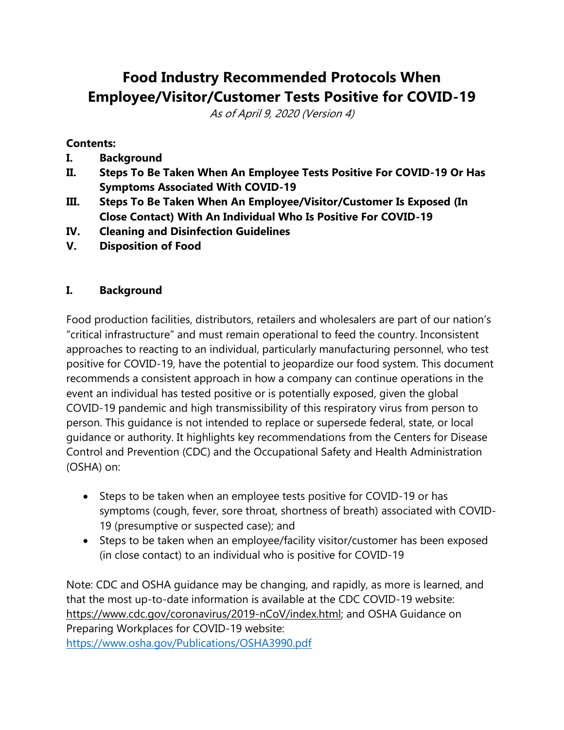# Food Industry Recommended Protocols When Employee/Visitor/Customer Tests Positive for COVID-19

*As of April 9, 2020 (Version 4)*

**Contents:**

- **I. Background**
- **II. Steps To Be Taken When An Employee Tests Positive For COVID-19 Or Has Symptoms Associated With COVID-19**
- **III. Steps To Be Taken When An Employee/Visitor/Customer Is Exposed (In Close Contact) With An Individual Who Is Positive For COVID-19**
- **IV. Cleaning and Disinfection Guidelines**
- **V. Disposition of Food**

## I. Background

Food production facilities, distributors, retailers and wholesalers are part of our nation's "critical infrastructure" and must remain operational to feed the country. Inconsistent approaches to reacting to an individual, particularly manufacturing personnel, who test positive for COVID-19, have the potential to jeopardize our food system. This document recommends a consistent approach in how a company can continue operations in the event an individual has tested positive or is potentially exposed, given the global COVID-19 pandemic and high transmissibility of this respiratory virus from person to person. This guidance is not intended to replace or supersede federal, state, or local guidance or authority. It highlights key recommendations from the Centers for Disease Control and Prevention (CDC) and the Occupational Safety and Health Administration (OSHA) on:

- Steps to be taken when an employee tests positive for COVID-19 or has symptoms (cough, fever, sore throat, shortness of breath) associated with COVID-19 (presumptive or suspected case); and
- Steps to be taken when an employee/facility visitor/customer has been exposed (in close contact) to an individual who is positive for COVID-19

Note: CDC and OSHA guidance may be changing, and rapidly, as more is learned, and that the most up-to-date information is available at the CDC COVID-19 website: https://www.cdc.gov/coronavirus/2019-nCoV/index.html; and OSHA Guidance on Preparing Workplaces for COVID-19 website: https://www.osha.gov/Publications/OSHA3990.pdf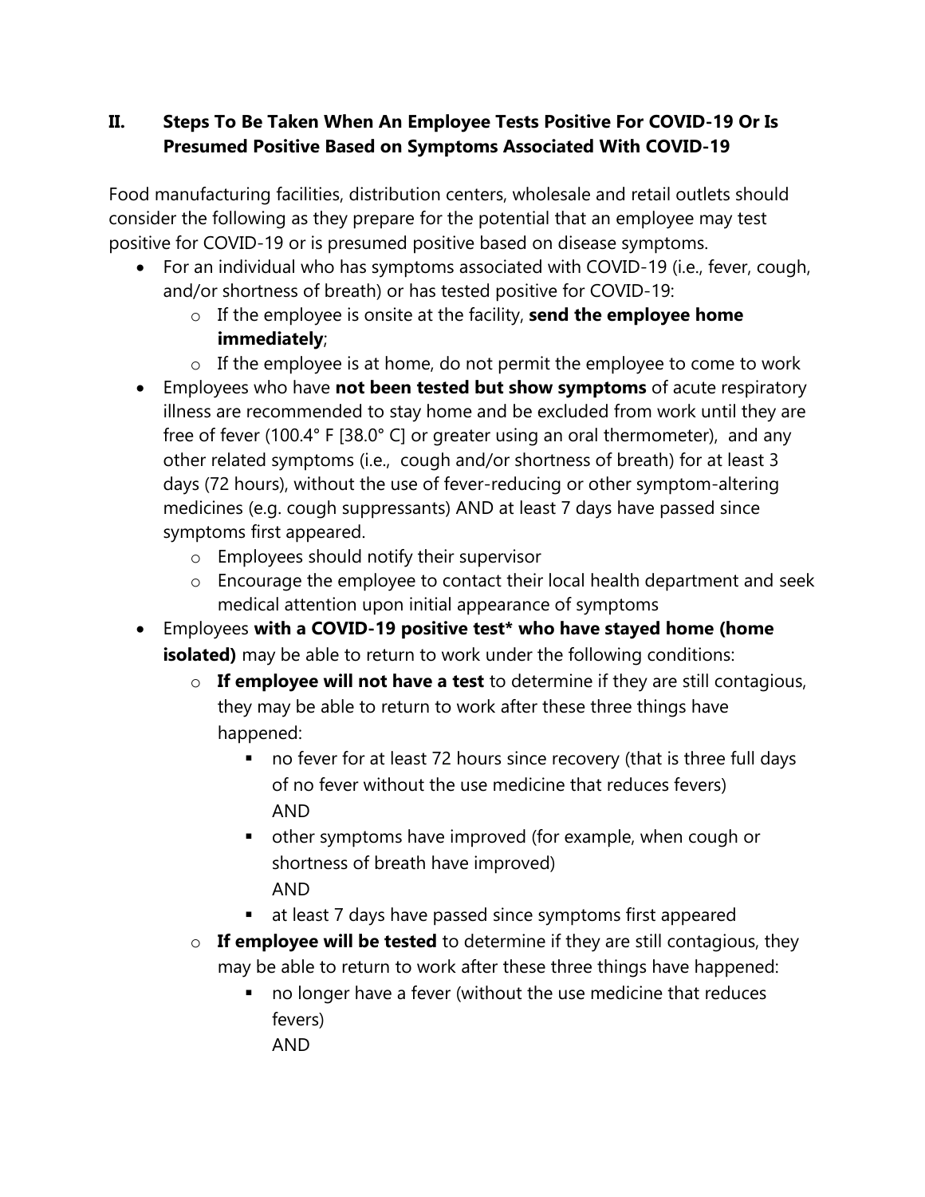## II. Steps To Be Taken When An Employee Tests Positive For COVID-19 Or Is Presumed Positive Based on Symptoms Associated With COVID-19

Food manufacturing facilities, distribution centers, wholesale and retail outlets should consider the following as they prepare for the potential that an employee may test positive for COVID-19 or is presumed positive based on disease symptoms.

- For an individual who has symptoms associated with COVID-19 (i.e., fever, cough, and/or shortness of breath) or has tested positive for COVID-19:
  - If the employee is onsite at the facility, **send the employee home immediately**;
  - If the employee is at home, do not permit the employee to come to work
- Employees who have **not been tested but show symptoms** of acute respiratory illness are recommended to stay home and be excluded from work until they are free of fever (100.4° F [38.0° C] or greater using an oral thermometer), and any other related symptoms (i.e., cough and/or shortness of breath) for at least 3 days (72 hours), without the use of fever-reducing or other symptom-altering medicines (e.g. cough suppressants) AND at least 7 days have passed since symptoms first appeared.
  - Employees should notify their supervisor
  - Encourage the employee to contact their local health department and seek medical attention upon initial appearance of symptoms
- Employees **with a COVID-19 positive test* who have stayed home (home isolated)** may be able to return to work under the following conditions:
  - **If employee will not have a test** to determine if they are still contagious, they may be able to return to work after these three things have happened:
    - no fever for at least 72 hours since recovery (that is three full days of no fever without the use medicine that reduces fevers)
      AND
    - other symptoms have improved (for example, when cough or shortness of breath have improved)
      AND
    - at least 7 days have passed since symptoms first appeared
  - **If employee will be tested** to determine if they are still contagious, they may be able to return to work after these three things have happened:
    - no longer have a fever (without the use medicine that reduces fevers)
      AND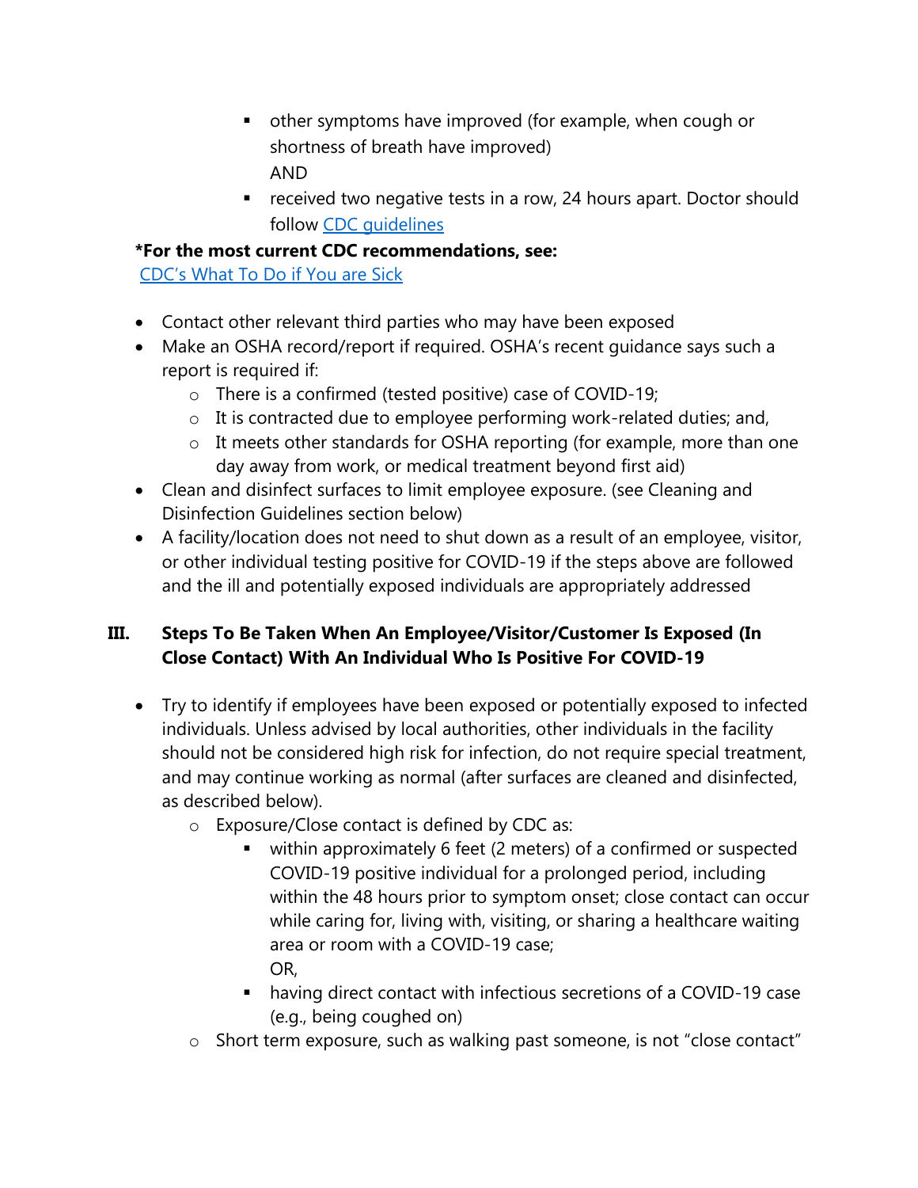- other symptoms have improved (for example, when cough or shortness of breath have improved)
          AND
        - received two negative tests in a row, 24 hours apart. Doctor should follow [CDC guidelines]()

**\*For the most current CDC recommendations, see:**
[CDC's What To Do if You are Sick]()

- Contact other relevant third parties who may have been exposed
- Make an OSHA record/report if required. OSHA's recent guidance says such a report is required if:
    - There is a confirmed (tested positive) case of COVID-19;
    - It is contracted due to employee performing work-related duties; and,
    - It meets other standards for OSHA reporting (for example, more than one day away from work, or medical treatment beyond first aid)
- Clean and disinfect surfaces to limit employee exposure. (see Cleaning and Disinfection Guidelines section below)
- A facility/location does not need to shut down as a result of an employee, visitor, or other individual testing positive for COVID-19 if the steps above are followed and the ill and potentially exposed individuals are appropriately addressed

## III. Steps To Be Taken When An Employee/Visitor/Customer Is Exposed (In Close Contact) With An Individual Who Is Positive For COVID-19

- Try to identify if employees have been exposed or potentially exposed to infected individuals. Unless advised by local authorities, other individuals in the facility should not be considered high risk for infection, do not require special treatment, and may continue working as normal (after surfaces are cleaned and disinfected, as described below).
    - Exposure/Close contact is defined by CDC as:
        - within approximately 6 feet (2 meters) of a confirmed or suspected COVID-19 positive individual for a prolonged period, including within the 48 hours prior to symptom onset; close contact can occur while caring for, living with, visiting, or sharing a healthcare waiting area or room with a COVID-19 case;
          OR,
        - having direct contact with infectious secretions of a COVID-19 case (e.g., being coughed on)
    - Short term exposure, such as walking past someone, is not "close contact"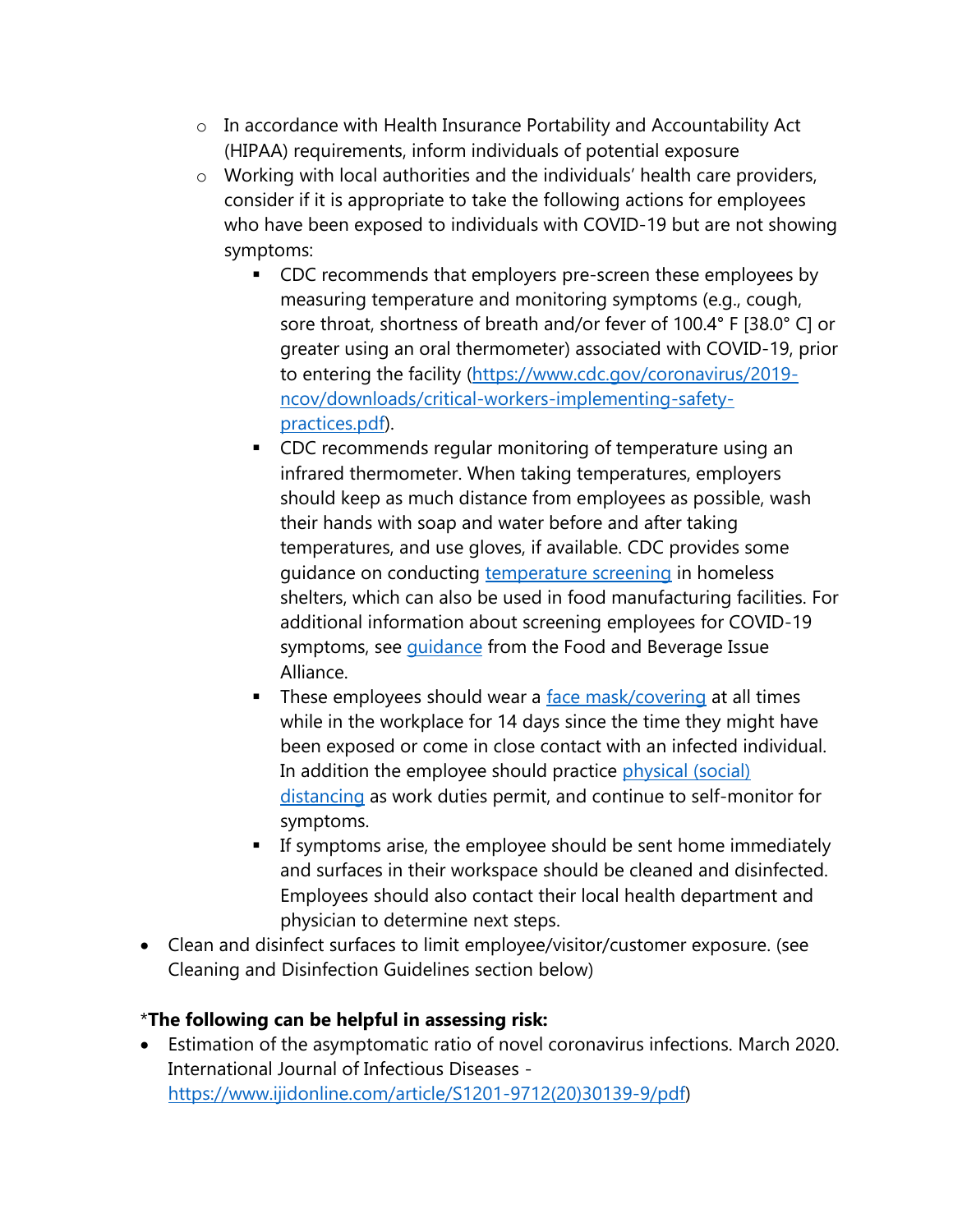- In accordance with Health Insurance Portability and Accountability Act (HIPAA) requirements, inform individuals of potential exposure
  - Working with local authorities and the individuals' health care providers, consider if it is appropriate to take the following actions for employees who have been exposed to individuals with COVID-19 but are not showing symptoms:
    - CDC recommends that employers pre-screen these employees by measuring temperature and monitoring symptoms (e.g., cough, sore throat, shortness of breath and/or fever of 100.4° F [38.0° C] or greater using an oral thermometer) associated with COVID-19, prior to entering the facility ([https://www.cdc.gov/coronavirus/2019-ncov/downloads/critical-workers-implementing-safety-practices.pdf](https://www.cdc.gov/coronavirus/2019-ncov/downloads/critical-workers-implementing-safety-practices.pdf)).
    - CDC recommends regular monitoring of temperature using an infrared thermometer. When taking temperatures, employers should keep as much distance from employees as possible, wash their hands with soap and water before and after taking temperatures, and use gloves, if available. CDC provides some guidance on conducting temperature screening in homeless shelters, which can also be used in food manufacturing facilities. For additional information about screening employees for COVID-19 symptoms, see guidance from the Food and Beverage Issue Alliance.
    - These employees should wear a face mask/covering at all times while in the workplace for 14 days since the time they might have been exposed or come in close contact with an infected individual. In addition the employee should practice physical (social) distancing as work duties permit, and continue to self-monitor for symptoms.
    - If symptoms arise, the employee should be sent home immediately and surfaces in their workspace should be cleaned and disinfected. Employees should also contact their local health department and physician to determine next steps.
- Clean and disinfect surfaces to limit employee/visitor/customer exposure. (see Cleaning and Disinfection Guidelines section below)

*The following can be helpful in assessing risk:**

- Estimation of the asymptomatic ratio of novel coronavirus infections. March 2020. International Journal of Infectious Diseases - [https://www.ijidonline.com/article/S1201-9712(20)30139-9/pdf](https://www.ijidonline.com/article/S1201-9712(20)30139-9/pdf))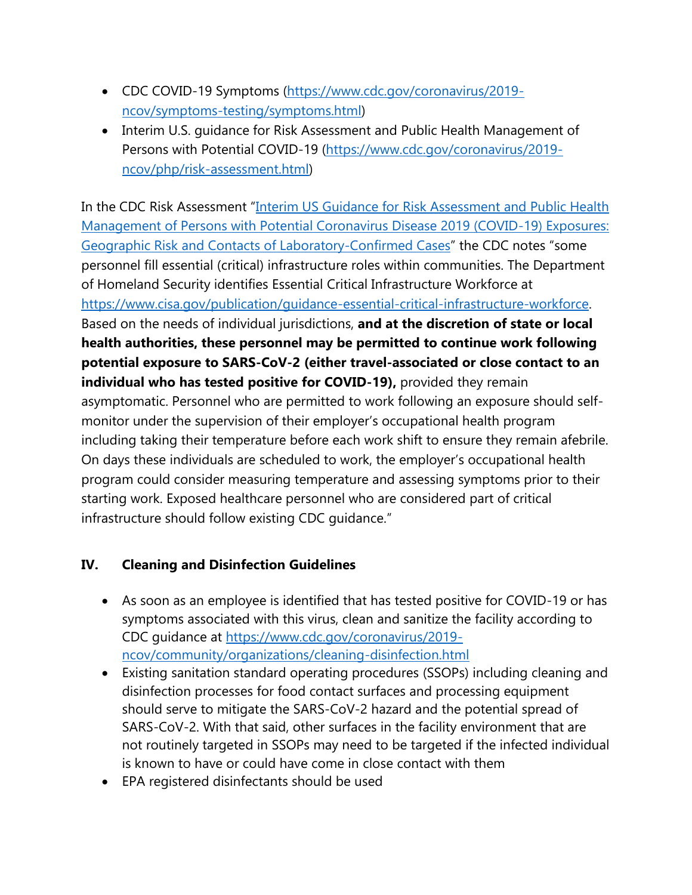- CDC COVID-19 Symptoms (https://www.cdc.gov/coronavirus/2019-ncov/symptoms-testing/symptoms.html)
- Interim U.S. guidance for Risk Assessment and Public Health Management of Persons with Potential COVID-19 (https://www.cdc.gov/coronavirus/2019-ncov/php/risk-assessment.html)

In the CDC Risk Assessment "Interim US Guidance for Risk Assessment and Public Health Management of Persons with Potential Coronavirus Disease 2019 (COVID-19) Exposures: Geographic Risk and Contacts of Laboratory-Confirmed Cases" the CDC notes "some personnel fill essential (critical) infrastructure roles within communities. The Department of Homeland Security identifies Essential Critical Infrastructure Workforce at https://www.cisa.gov/publication/guidance-essential-critical-infrastructure-workforce. Based on the needs of individual jurisdictions, **and at the discretion of state or local health authorities, these personnel may be permitted to continue work following potential exposure to SARS-CoV-2 (either travel-associated or close contact to an individual who has tested positive for COVID-19),** provided they remain asymptomatic. Personnel who are permitted to work following an exposure should self-monitor under the supervision of their employer's occupational health program including taking their temperature before each work shift to ensure they remain afebrile. On days these individuals are scheduled to work, the employer's occupational health program could consider measuring temperature and assessing symptoms prior to their starting work. Exposed healthcare personnel who are considered part of critical infrastructure should follow existing CDC guidance."

## IV. Cleaning and Disinfection Guidelines

- As soon as an employee is identified that has tested positive for COVID-19 or has symptoms associated with this virus, clean and sanitize the facility according to CDC guidance at https://www.cdc.gov/coronavirus/2019-ncov/community/organizations/cleaning-disinfection.html
- Existing sanitation standard operating procedures (SSOPs) including cleaning and disinfection processes for food contact surfaces and processing equipment should serve to mitigate the SARS-CoV-2 hazard and the potential spread of SARS-CoV-2. With that said, other surfaces in the facility environment that are not routinely targeted in SSOPs may need to be targeted if the infected individual is known to have or could have come in close contact with them
- EPA registered disinfectants should be used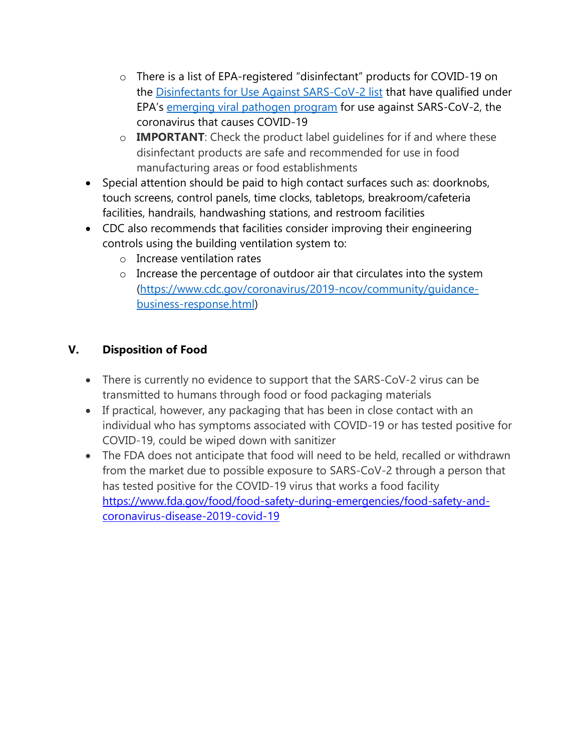- There is a list of EPA-registered "disinfectant" products for COVID-19 on the [Disinfectants for Use Against SARS-CoV-2 list]() that have qualified under EPA's [emerging viral pathogen program]() for use against SARS-CoV-2, the coronavirus that causes COVID-19
  - **IMPORTANT**: Check the product label guidelines for if and where these disinfectant products are safe and recommended for use in food manufacturing areas or food establishments
- Special attention should be paid to high contact surfaces such as: doorknobs, touch screens, control panels, time clocks, tabletops, breakroom/cafeteria facilities, handrails, handwashing stations, and restroom facilities
- CDC also recommends that facilities consider improving their engineering controls using the building ventilation system to:
  - Increase ventilation rates
  - Increase the percentage of outdoor air that circulates into the system (https://www.cdc.gov/coronavirus/2019-ncov/community/guidance-business-response.html)

## V. Disposition of Food

- There is currently no evidence to support that the SARS-CoV-2 virus can be transmitted to humans through food or food packaging materials
- If practical, however, any packaging that has been in close contact with an individual who has symptoms associated with COVID-19 or has tested positive for COVID-19, could be wiped down with sanitizer
- The FDA does not anticipate that food will need to be held, recalled or withdrawn from the market due to possible exposure to SARS-CoV-2 through a person that has tested positive for the COVID-19 virus that works a food facility https://www.fda.gov/food/food-safety-during-emergencies/food-safety-and-coronavirus-disease-2019-covid-19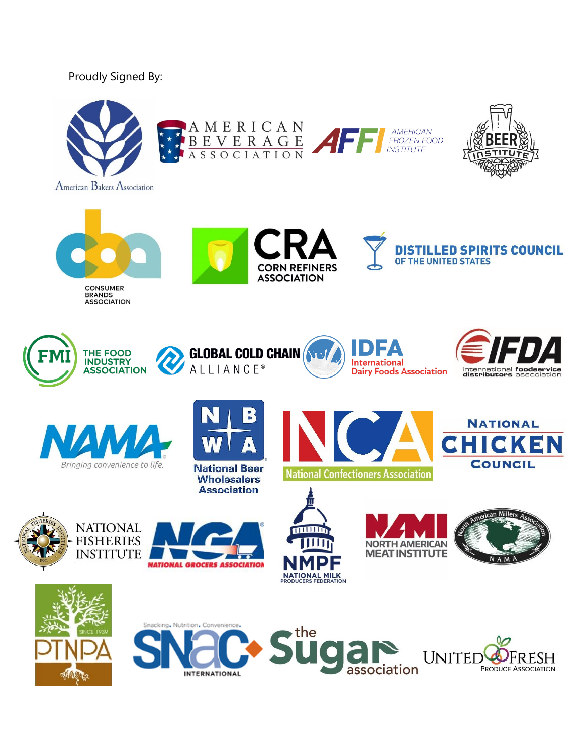Proudly Signed By:

American Bakers Association

AMERICAN BEVERAGE ASSOCIATION

AFFI AMERICAN FROZEN FOOD INSTITUTE

BEER INSTITUTE

CONSUMER BRANDS ASSOCIATION

CRA CORN REFINERS ASSOCIATION

DISTILLED SPIRITS COUNCIL OF THE UNITED STATES

FMI THE FOOD INDUSTRY ASSOCIATION

GLOBAL COLD CHAIN ALLIANCE®

IDFA International Dairy Foods Association

IFDA international foodservice distributors association

NAMA Bringing convenience to life.

NBWA National Beer Wholesalers Association

NCA National Confectioners Association

NATIONAL CHICKEN COUNCIL

NATIONAL FISHERIES INSTITUTE

NGA NATIONAL GROCERS ASSOCIATION

NMPF NATIONAL MILK PRODUCERS FEDERATION

NAMI NORTH AMERICAN MEAT INSTITUTE

North American Millers' Association NAMA

PTNPA SINCE 1939

Snacking. Nutrition. Convenience. SNAC INTERNATIONAL

the Sugar association

UNITED FRESH PRODUCE ASSOCIATION